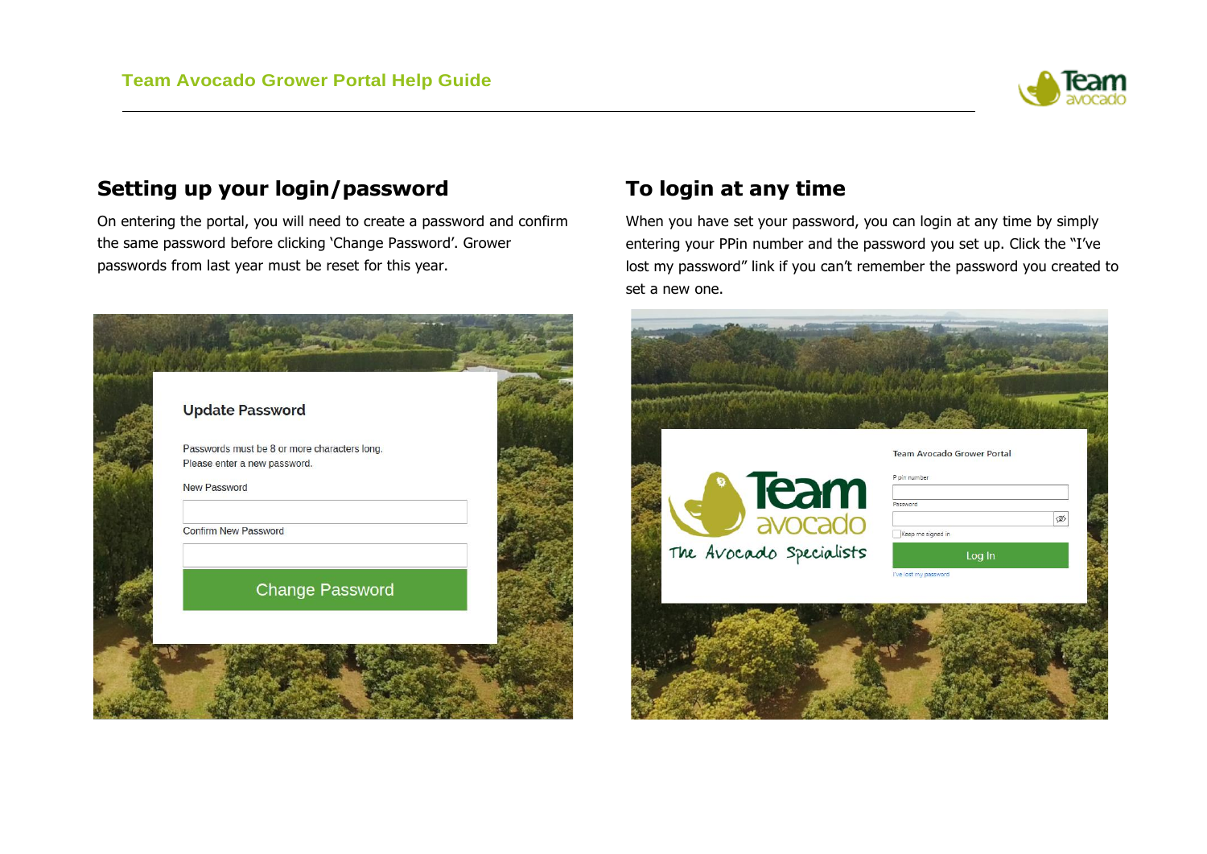## Setting up your login/password

On entering the portal, you will need to create a password and confirm the same password before clicking 'Change Password'. Grower passwords from last year must be reset for this year.

## To login at any time

When you have set your password, you can login at any time by simply entering your PPin number and the password you set up. Click the "I've lost my password" link if you can't remember the password you created to set a new one.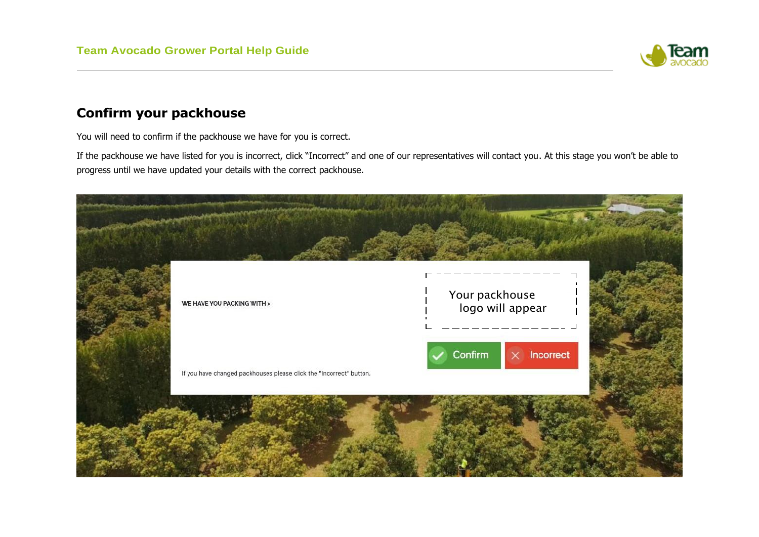## Confirm your packhouse

You will need to confirm if the packhouse we have for you is correct.

If the packhouse we have listed for you is incorrect, click "Incorrect" and one of our representatives will contact you. At this stage you won't be able to progress until we have updated your details with the correct packhouse.

WE HAVE YOU PACKING WITH >

Your packhouse logo will appear

Confirm

Incorrect

If you have changed packhouses please click the "Incorrect" button.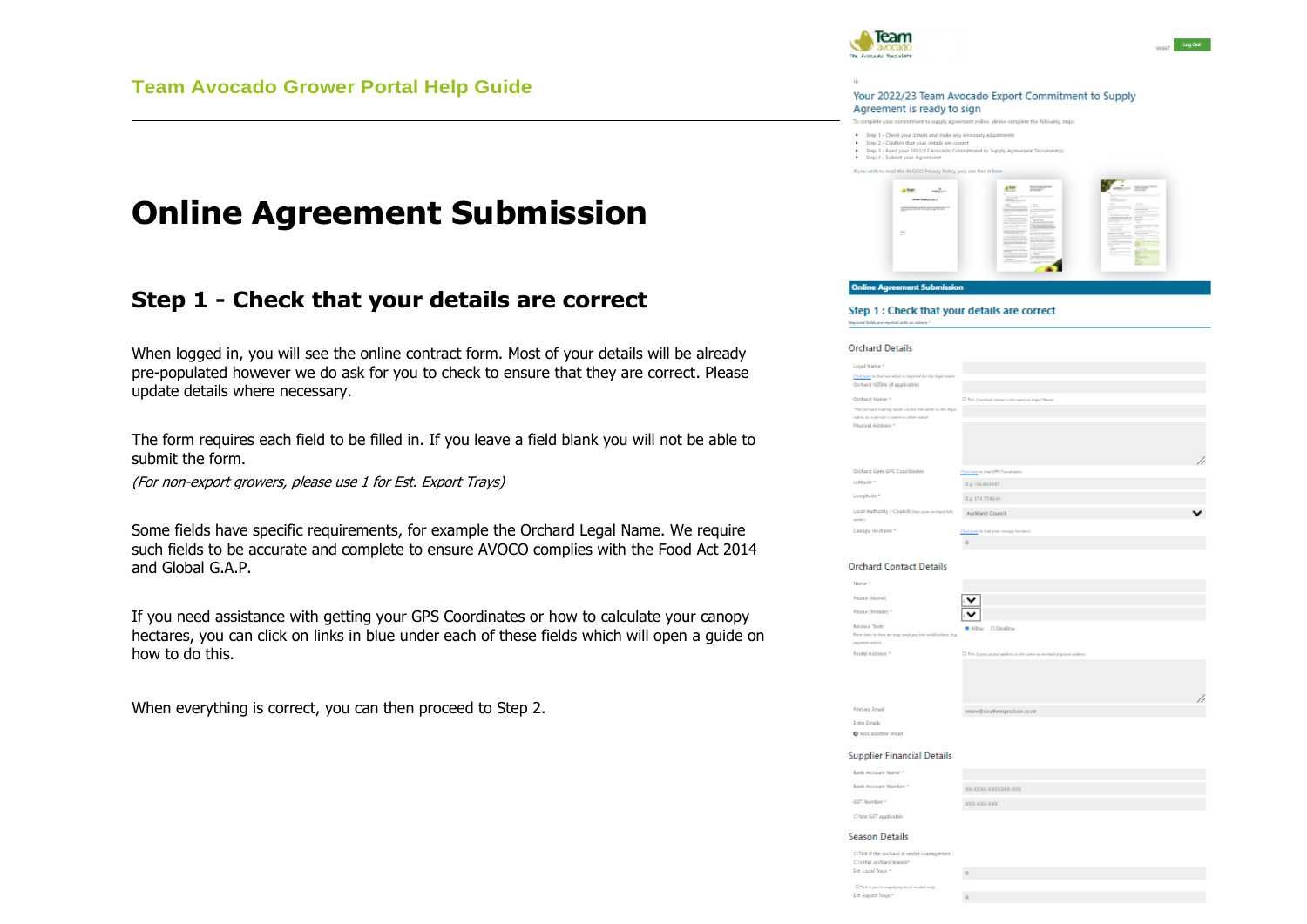# Online Agreement Submission

## Step 1 - Check that your details are correct

When logged in, you will see the online contract form. Most of your details will be already pre-populated however we do ask for you to check to ensure that they are correct. Please update details where necessary.

The form requires each field to be filled in. If you leave a field blank you will not be able to submit the form.

*(For non-export growers, please use 1 for Est. Export Trays)*

Some fields have specific requirements, for example the Orchard Legal Name. We require such fields to be accurate and complete to ensure AVOCO complies with the Food Act 2014 and Global G.A.P.

If you need assistance with getting your GPS Coordinates or how to calculate your canopy hectares, you can click on links in blue under each of these fields which will open a guide on how to do this.

When everything is correct, you can then proceed to Step 2.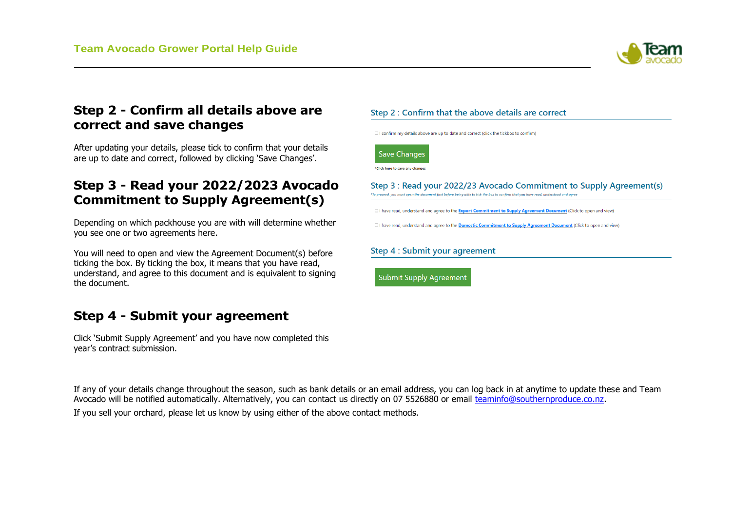## Step 2 - Confirm all details above are correct and save changes

After updating your details, please tick to confirm that your details are up to date and correct, followed by clicking 'Save Changes'.

## Step 3 - Read your 2022/2023 Avocado Commitment to Supply Agreement(s)

Depending on which packhouse you are with will determine whether you see one or two agreements here.

You will need to open and view the Agreement Document(s) before ticking the box. By ticking the box, it means that you have read, understand, and agree to this document and is equivalent to signing the document.

## Step 4 - Submit your agreement

Click 'Submit Supply Agreement' and you have now completed this year's contract submission.

Step 2 : Confirm that the above details are correct

☐ I confirm my details above are up to date and correct (click the tickbox to confirm)

Save Changes

*Click here to save any changes

Step 3 : Read your 2022/23 Avocado Commitment to Supply Agreement(s)

*To proceed, you must open the document first before being able to tick the box to confirm that you have read, understand and agree

☐ I have read, understand and agree to the Export Commitment to Supply Agreement Document (Click to open and view)

☐ I have read, understand and agree to the Domestic Commitment to Supply Agreement Document (Click to open and view)

Step 4 : Submit your agreement

Submit Supply Agreement

If any of your details change throughout the season, such as bank details or an email address, you can log back in at anytime to update these and Team Avocado will be notified automatically. Alternatively, you can contact us directly on 07 5526880 or email teaminfo@southernproduce.co.nz.

If you sell your orchard, please let us know by using either of the above contact methods.